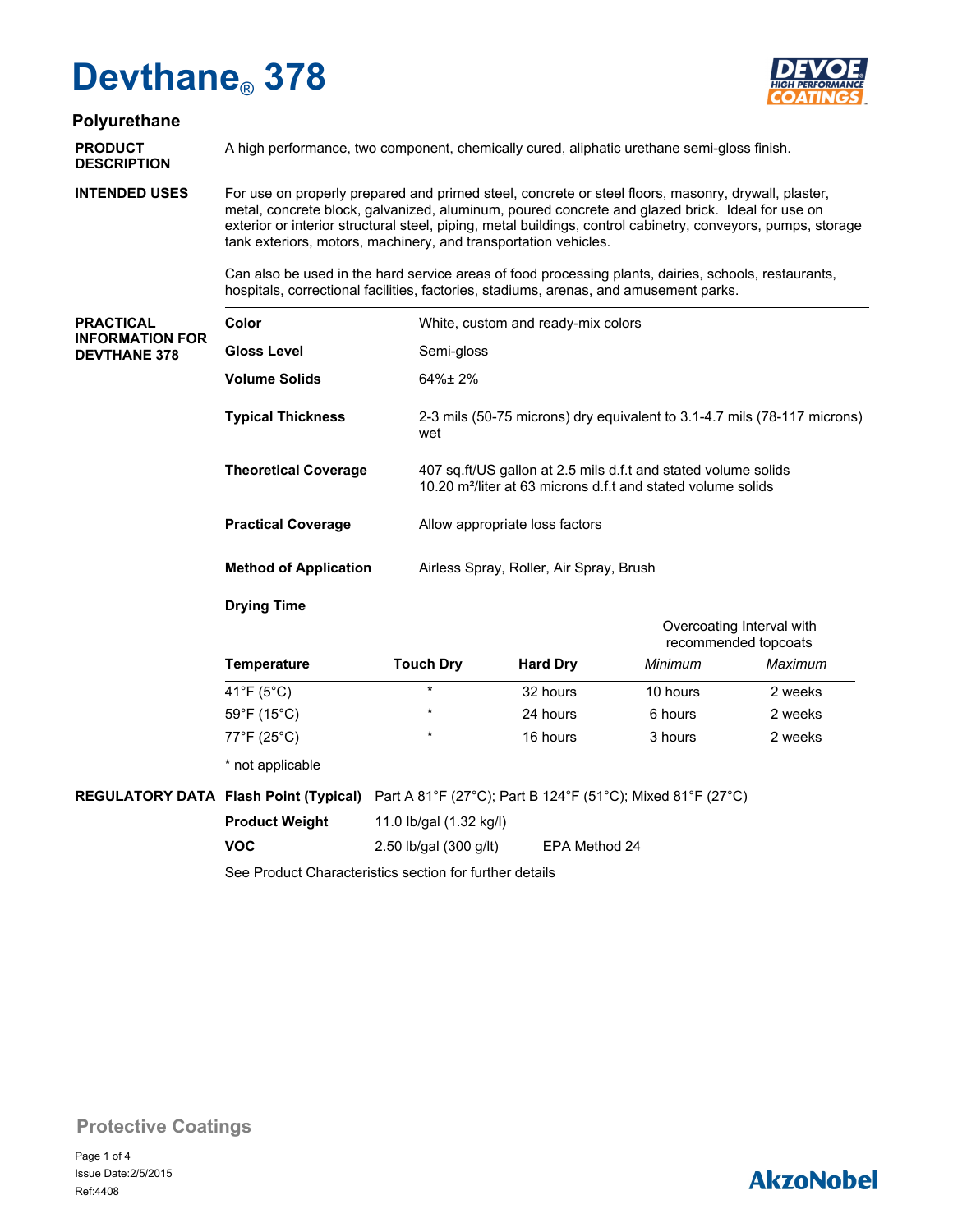# Devthane® 378

## Polyurethane

**PRODUCT DESCRIPTION**

A high performance, two component, chemically cured, aliphatic urethane semi-gloss finish.

**INTENDED USES**

For use on properly prepared and primed steel, concrete or steel floors, masonry, drywall, plaster, metal, concrete block, galvanized, aluminum, poured concrete and glazed brick. Ideal for use on exterior or interior structural steel, piping, metal buildings, control cabinetry, conveyors, pumps, storage tank exteriors, motors, machinery, and transportation vehicles.

Can also be used in the hard service areas of food processing plants, dairies, schools, restaurants, hospitals, correctional facilities, factories, stadiums, arenas, and amusement parks.

**PRACTICAL INFORMATION FOR DEVTHANE 378**

| | |
|---|---|
| **Color** | White, custom and ready-mix colors |
| **Gloss Level** | Semi-gloss |
| **Volume Solids** | 64%± 2% |
| **Typical Thickness** | 2-3 mils (50-75 microns) dry equivalent to 3.1-4.7 mils (78-117 microns) wet |
| **Theoretical Coverage** | 407 sq.ft/US gallon at 2.5 mils d.f.t and stated volume solids<br>10.20 m²/liter at 63 microns d.f.t and stated volume solids |
| **Practical Coverage** | Allow appropriate loss factors |
| **Method of Application** | Airless Spray, Roller, Air Spray, Brush |

**Drying Time**

| | | | Overcoating Interval with recommended topcoats | |
|---|---|---|---|---|
| **Temperature** | **Touch Dry** | **Hard Dry** | *Minimum* | *Maximum* |
| 41°F (5°C) | * | 32 hours | 10 hours | 2 weeks |
| 59°F (15°C) | * | 24 hours | 6 hours | 2 weeks |
| 77°F (25°C) | * | 16 hours | 3 hours | 2 weeks |

* not applicable

**REGULATORY DATA**

| | | |
|---|---|---|
| **Flash Point (Typical)** | Part A 81°F (27°C); Part B 124°F (51°C); Mixed 81°F (27°C) | |
| **Product Weight** | 11.0 lb/gal (1.32 kg/l) | |
| **VOC** | 2.50 lb/gal (300 g/lt) | EPA Method 24 |

See Product Characteristics section for further details

Protective Coatings

Issue Date:2/5/2015
Ref:4408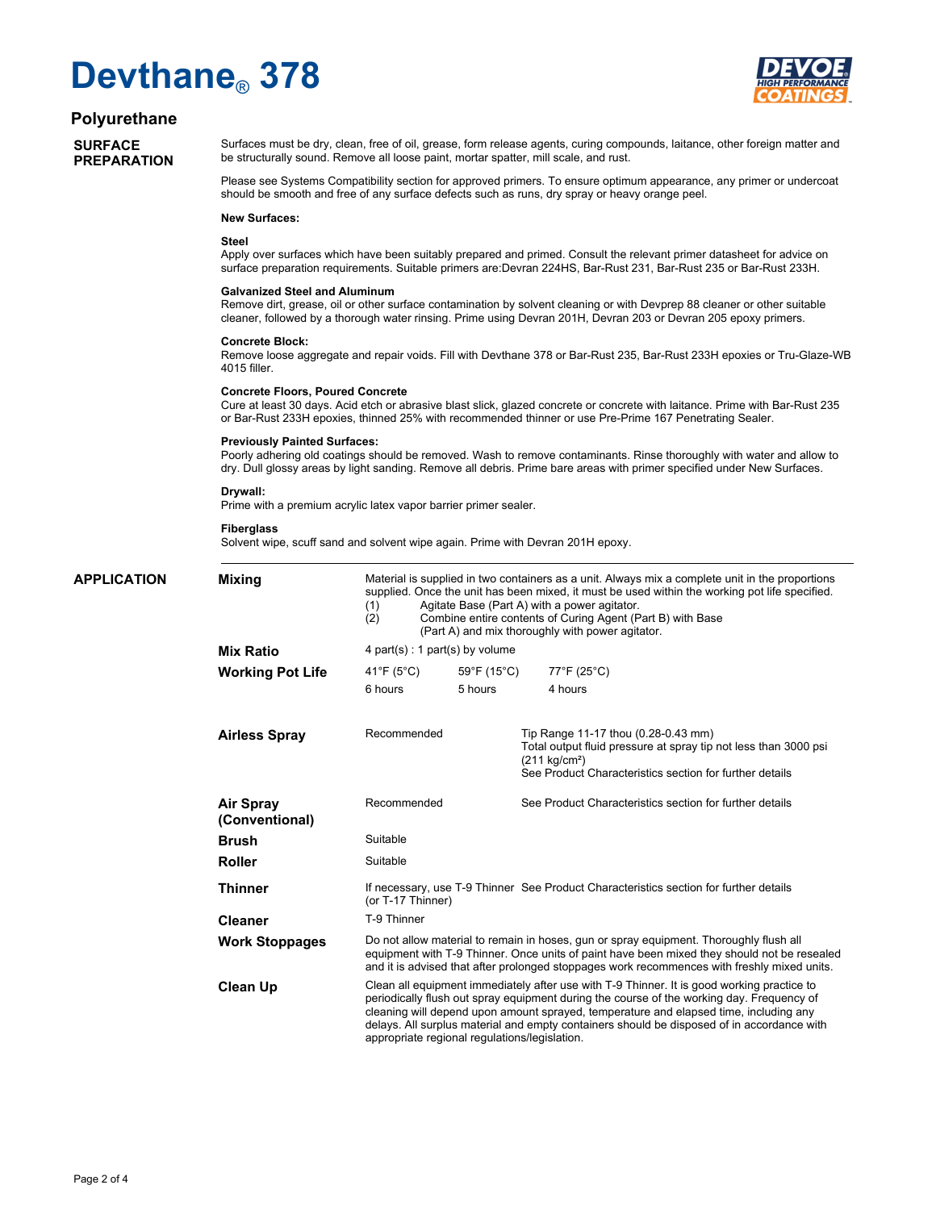# Devthane® 378

## Polyurethane

### SURFACE PREPARATION

Surfaces must be dry, clean, free of oil, grease, form release agents, curing compounds, laitance, other foreign matter and be structurally sound. Remove all loose paint, mortar spatter, mill scale, and rust.

Please see Systems Compatibility section for approved primers. To ensure optimum appearance, any primer or undercoat should be smooth and free of any surface defects such as runs, dry spray or heavy orange peel.

**New Surfaces:**

**Steel**
Apply over surfaces which have been suitably prepared and primed. Consult the relevant primer datasheet for advice on surface preparation requirements. Suitable primers are:Devran 224HS, Bar-Rust 231, Bar-Rust 235 or Bar-Rust 233H.

**Galvanized Steel and Aluminum**
Remove dirt, grease, oil or other surface contamination by solvent cleaning or with Devprep 88 cleaner or other suitable cleaner, followed by a thorough water rinsing. Prime using Devran 201H, Devran 203 or Devran 205 epoxy primers.

**Concrete Block:**
Remove loose aggregate and repair voids. Fill with Devthane 378 or Bar-Rust 235, Bar-Rust 233H epoxies or Tru-Glaze-WB 4015 filler.

**Concrete Floors, Poured Concrete**
Cure at least 30 days. Acid etch or abrasive blast slick, glazed concrete or concrete with laitance. Prime with Bar-Rust 235 or Bar-Rust 233H epoxies, thinned 25% with recommended thinner or use Pre-Prime 167 Penetrating Sealer.

**Previously Painted Surfaces:**
Poorly adhering old coatings should be removed. Wash to remove contaminants. Rinse thoroughly with water and allow to dry. Dull glossy areas by light sanding. Remove all debris. Prime bare areas with primer specified under New Surfaces.

**Drywall:**
Prime with a premium acrylic latex vapor barrier primer sealer.

**Fiberglass**
Solvent wipe, scuff sand and solvent wipe again. Prime with Devran 201H epoxy.

### APPLICATION

**Mixing**

Material is supplied in two containers as a unit. Always mix a complete unit in the proportions supplied. Once the unit has been mixed, it must be used within the working pot life specified.

(1) Agitate Base (Part A) with a power agitator.
(2) Combine entire contents of Curing Agent (Part B) with Base (Part A) and mix thoroughly with power agitator.

**Mix Ratio**

4 part(s) : 1 part(s) by volume

**Working Pot Life**

| 41°F (5°C) | 59°F (15°C) | 77°F (25°C) |
|---|---|---|
| 6 hours | 5 hours | 4 hours |

**Airless Spray**

Recommended — Tip Range 11-17 thou (0.28-0.43 mm)
Total output fluid pressure at spray tip not less than 3000 psi (211 kg/cm²)
See Product Characteristics section for further details

**Air Spray (Conventional)**

Recommended — See Product Characteristics section for further details

**Brush**

Suitable

**Roller**

Suitable

**Thinner**

If necessary, use T-9 Thinner (or T-17 Thinner) — See Product Characteristics section for further details

**Cleaner**

T-9 Thinner

**Work Stoppages**

Do not allow material to remain in hoses, gun or spray equipment. Thoroughly flush all equipment with T-9 Thinner. Once units of paint have been mixed they should not be resealed and it is advised that after prolonged stoppages work recommences with freshly mixed units.

**Clean Up**

Clean all equipment immediately after use with T-9 Thinner. It is good working practice to periodically flush out spray equipment during the course of the working day. Frequency of cleaning will depend upon amount sprayed, temperature and elapsed time, including any delays. All surplus material and empty containers should be disposed of in accordance with appropriate regional regulations/legislation.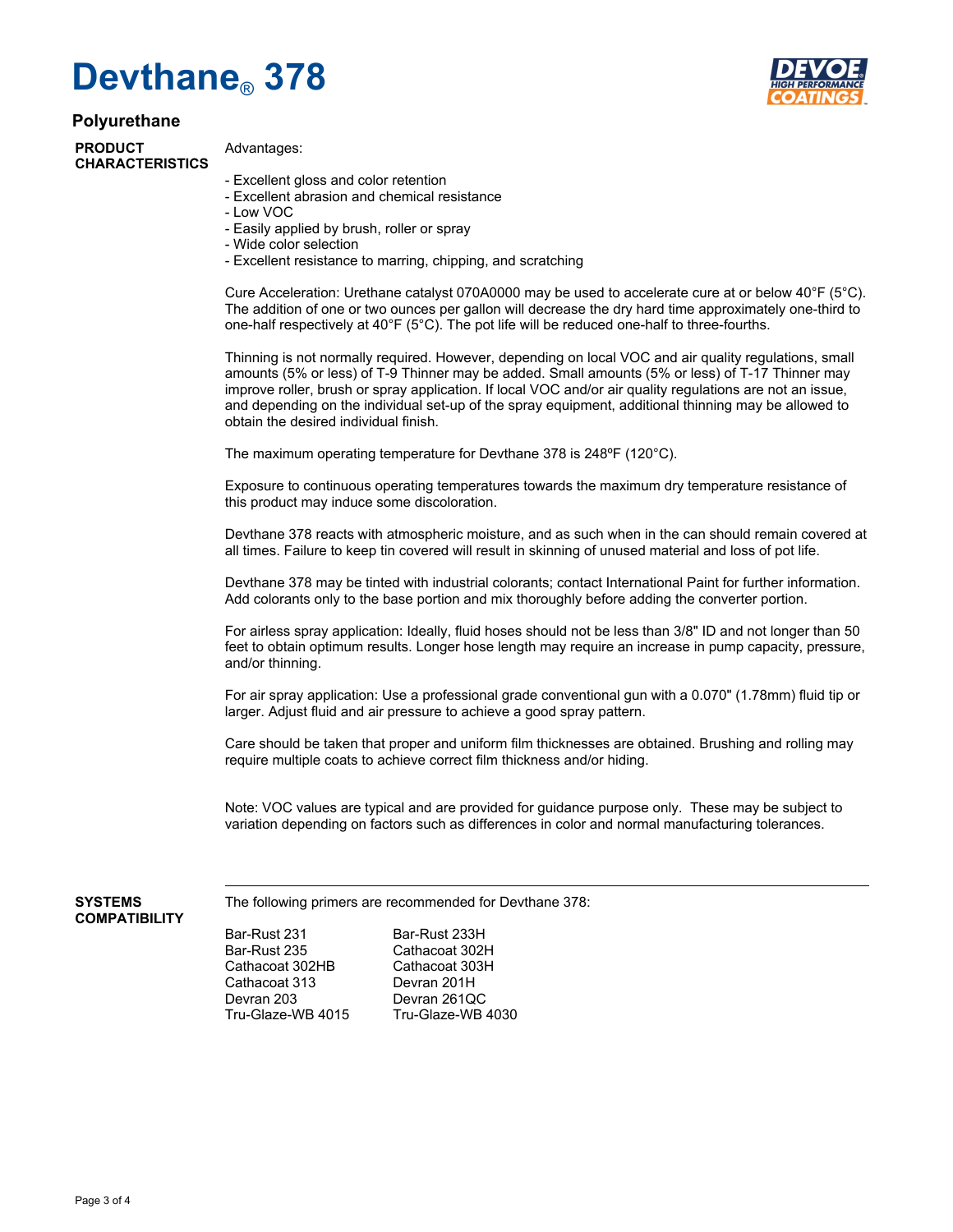# Devthane® 378

## Polyurethane

**PRODUCT CHARACTERISTICS**

Advantages:

- Excellent gloss and color retention
- Excellent abrasion and chemical resistance
- Low VOC
- Easily applied by brush, roller or spray
- Wide color selection
- Excellent resistance to marring, chipping, and scratching

Cure Acceleration: Urethane catalyst 070A0000 may be used to accelerate cure at or below 40°F (5°C). The addition of one or two ounces per gallon will decrease the dry hard time approximately one-third to one-half respectively at 40°F (5°C). The pot life will be reduced one-half to three-fourths.

Thinning is not normally required. However, depending on local VOC and air quality regulations, small amounts (5% or less) of T-9 Thinner may be added. Small amounts (5% or less) of T-17 Thinner may improve roller, brush or spray application. If local VOC and/or air quality regulations are not an issue, and depending on the individual set-up of the spray equipment, additional thinning may be allowed to obtain the desired individual finish.

The maximum operating temperature for Devthane 378 is 248ºF (120°C).

Exposure to continuous operating temperatures towards the maximum dry temperature resistance of this product may induce some discoloration.

Devthane 378 reacts with atmospheric moisture, and as such when in the can should remain covered at all times. Failure to keep tin covered will result in skinning of unused material and loss of pot life.

Devthane 378 may be tinted with industrial colorants; contact International Paint for further information. Add colorants only to the base portion and mix thoroughly before adding the converter portion.

For airless spray application: Ideally, fluid hoses should not be less than 3/8" ID and not longer than 50 feet to obtain optimum results. Longer hose length may require an increase in pump capacity, pressure, and/or thinning.

For air spray application: Use a professional grade conventional gun with a 0.070" (1.78mm) fluid tip or larger. Adjust fluid and air pressure to achieve a good spray pattern.

Care should be taken that proper and uniform film thicknesses are obtained. Brushing and rolling may require multiple coats to achieve correct film thickness and/or hiding.

Note: VOC values are typical and are provided for guidance purpose only. These may be subject to variation depending on factors such as differences in color and normal manufacturing tolerances.

---

**SYSTEMS COMPATIBILITY**

The following primers are recommended for Devthane 378:

| | |
|---|---|
| Bar-Rust 231 | Bar-Rust 233H |
| Bar-Rust 235 | Cathacoat 302H |
| Cathacoat 302HB | Cathacoat 303H |
| Cathacoat 313 | Devran 201H |
| Devran 203 | Devran 261QC |
| Tru-Glaze-WB 4015 | Tru-Glaze-WB 4030 |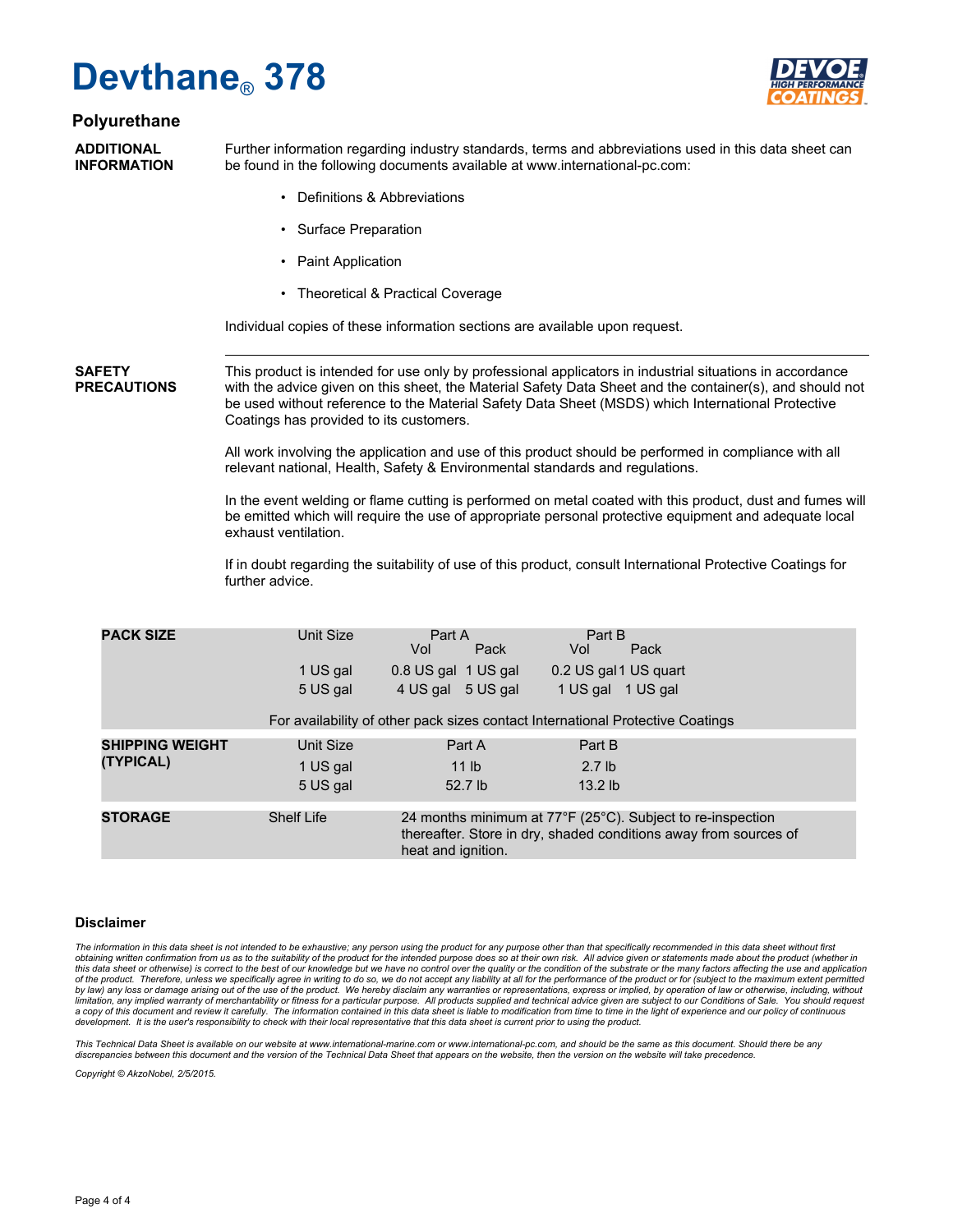# Devthane® 378

## Polyurethane

**ADDITIONAL INFORMATION**

Further information regarding industry standards, terms and abbreviations used in this data sheet can be found in the following documents available at www.international-pc.com:

- Definitions & Abbreviations
- Surface Preparation
- Paint Application
- Theoretical & Practical Coverage

Individual copies of these information sections are available upon request.

---

**SAFETY PRECAUTIONS**

This product is intended for use only by professional applicators in industrial situations in accordance with the advice given on this sheet, the Material Safety Data Sheet and the container(s), and should not be used without reference to the Material Safety Data Sheet (MSDS) which International Protective Coatings has provided to its customers.

All work involving the application and use of this product should be performed in compliance with all relevant national, Health, Safety & Environmental standards and regulations.

In the event welding or flame cutting is performed on metal coated with this product, dust and fumes will be emitted which will require the use of appropriate personal protective equipment and adequate local exhaust ventilation.

If in doubt regarding the suitability of use of this product, consult International Protective Coatings for further advice.

**PACK SIZE**

| Unit Size | Part A | | Part B | |
|---|---|---|---|---|
| | Vol | Pack | Vol | Pack |
| 1 US gal | 0.8 US gal | 1 US gal | 0.2 US gal | 1 US quart |
| 5 US gal | 4 US gal | 5 US gal | 1 US gal | 1 US gal |

For availability of other pack sizes contact International Protective Coatings

**SHIPPING WEIGHT (TYPICAL)**

| Unit Size | Part A | Part B |
|---|---|---|
| 1 US gal | 11 lb | 2.7 lb |
| 5 US gal | 52.7 lb | 13.2 lb |

**STORAGE**

| | |
|---|---|
| Shelf Life | 24 months minimum at 77°F (25°C). Subject to re-inspection thereafter. Store in dry, shaded conditions away from sources of heat and ignition. |

### Disclaimer

*The information in this data sheet is not intended to be exhaustive; any person using the product for any purpose other than that specifically recommended in this data sheet without first obtaining written confirmation from us as to the suitability of the product for the intended purpose does so at their own risk. All advice given or statements made about the product (whether in this data sheet or otherwise) is correct to the best of our knowledge but we have no control over the quality or the condition of the substrate or the many factors affecting the use and application of the product. Therefore, unless we specifically agree in writing to do so, we do not accept any liability at all for the performance of the product or for (subject to the maximum extent permitted by law) any loss or damage arising out of the use of the product. We hereby disclaim any warranties or representations, express or implied, by operation of law or otherwise, including, without limitation, any implied warranty of merchantability or fitness for a particular purpose. All products supplied and technical advice given are subject to our Conditions of Sale. You should request a copy of this document and review it carefully. The information contained in this data sheet is liable to modification from time to time in the light of experience and our policy of continuous development. It is the user's responsibility to check with their local representative that this data sheet is current prior to using the product.*

*This Technical Data Sheet is available on our website at www.international-marine.com or www.international-pc.com, and should be the same as this document. Should there be any discrepancies between this document and the version of the Technical Data Sheet that appears on the website, then the version on the website will take precedence.*

*Copyright © AkzoNobel, 2/5/2015.*